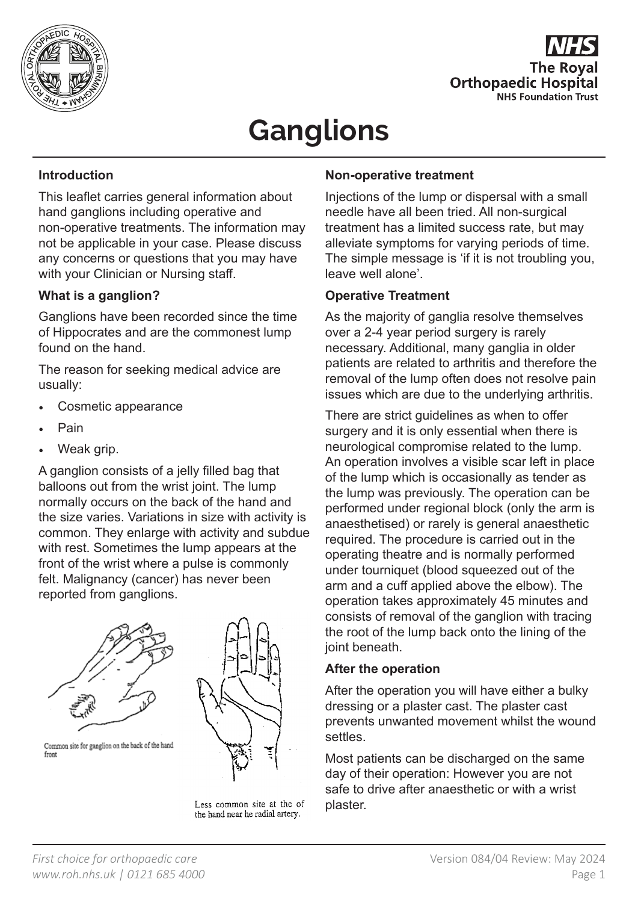# Ganglions

## Introduction

This leaflet carries general information about hand ganglions including operative and non-operative treatments. The information may not be applicable in your case. Please discuss any concerns or questions that you may have with your Clinician or Nursing staff.

## What is a ganglion?

Ganglions have been recorded since the time of Hippocrates and are the commonest lump found on the hand.

The reason for seeking medical advice are usually:

- Cosmetic appearance
- Pain
- Weak grip.

A ganglion consists of a jelly filled bag that balloons out from the wrist joint. The lump normally occurs on the back of the hand and the size varies. Variations in size with activity is common. They enlarge with activity and subdue with rest. Sometimes the lump appears at the front of the wrist where a pulse is commonly felt. Malignancy (cancer) has never been reported from ganglions.

Common site for ganglion on the back of the hand front

Less common site at the of the hand near he radial artery.

## Non-operative treatment

Injections of the lump or dispersal with a small needle have all been tried. All non-surgical treatment has a limited success rate, but may alleviate symptoms for varying periods of time. The simple message is 'if it is not troubling you, leave well alone'.

## Operative Treatment

As the majority of ganglia resolve themselves over a 2-4 year period surgery is rarely necessary. Additional, many ganglia in older patients are related to arthritis and therefore the removal of the lump often does not resolve pain issues which are due to the underlying arthritis.

There are strict guidelines as when to offer surgery and it is only essential when there is neurological compromise related to the lump. An operation involves a visible scar left in place of the lump which is occasionally as tender as the lump was previously. The operation can be performed under regional block (only the arm is anaesthetised) or rarely is general anaesthetic required. The procedure is carried out in the operating theatre and is normally performed under tourniquet (blood squeezed out of the arm and a cuff applied above the elbow). The operation takes approximately 45 minutes and consists of removal of the ganglion with tracing the root of the lump back onto the lining of the joint beneath.

## After the operation

After the operation you will have either a bulky dressing or a plaster cast. The plaster cast prevents unwanted movement whilst the wound settles.

Most patients can be discharged on the same day of their operation: However you are not safe to drive after anaesthetic or with a wrist plaster.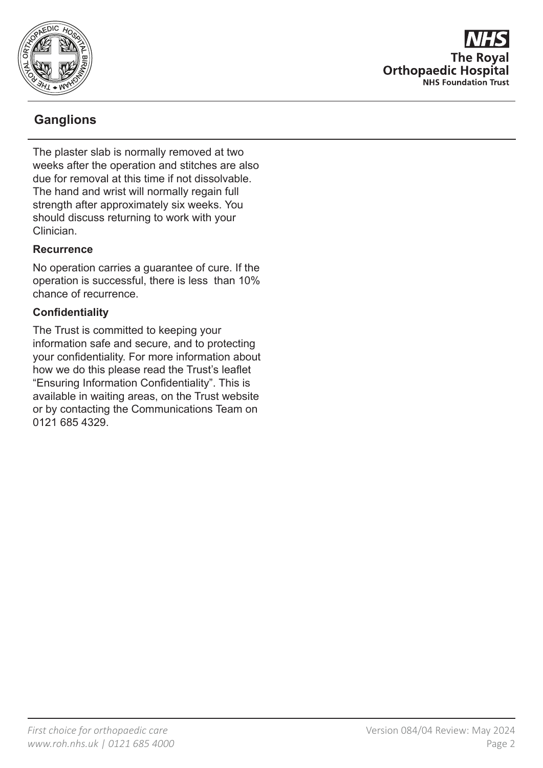## Ganglions

The plaster slab is normally removed at two weeks after the operation and stitches are also due for removal at this time if not dissolvable. The hand and wrist will normally regain full strength after approximately six weeks. You should discuss returning to work with your Clinician.

### Recurrence

No operation carries a guarantee of cure. If the operation is successful, there is less than 10% chance of recurrence.

### Confidentiality

The Trust is committed to keeping your information safe and secure, and to protecting your confidentiality. For more information about how we do this please read the Trust's leaflet "Ensuring Information Confidentiality". This is available in waiting areas, on the Trust website or by contacting the Communications Team on 0121 685 4329.